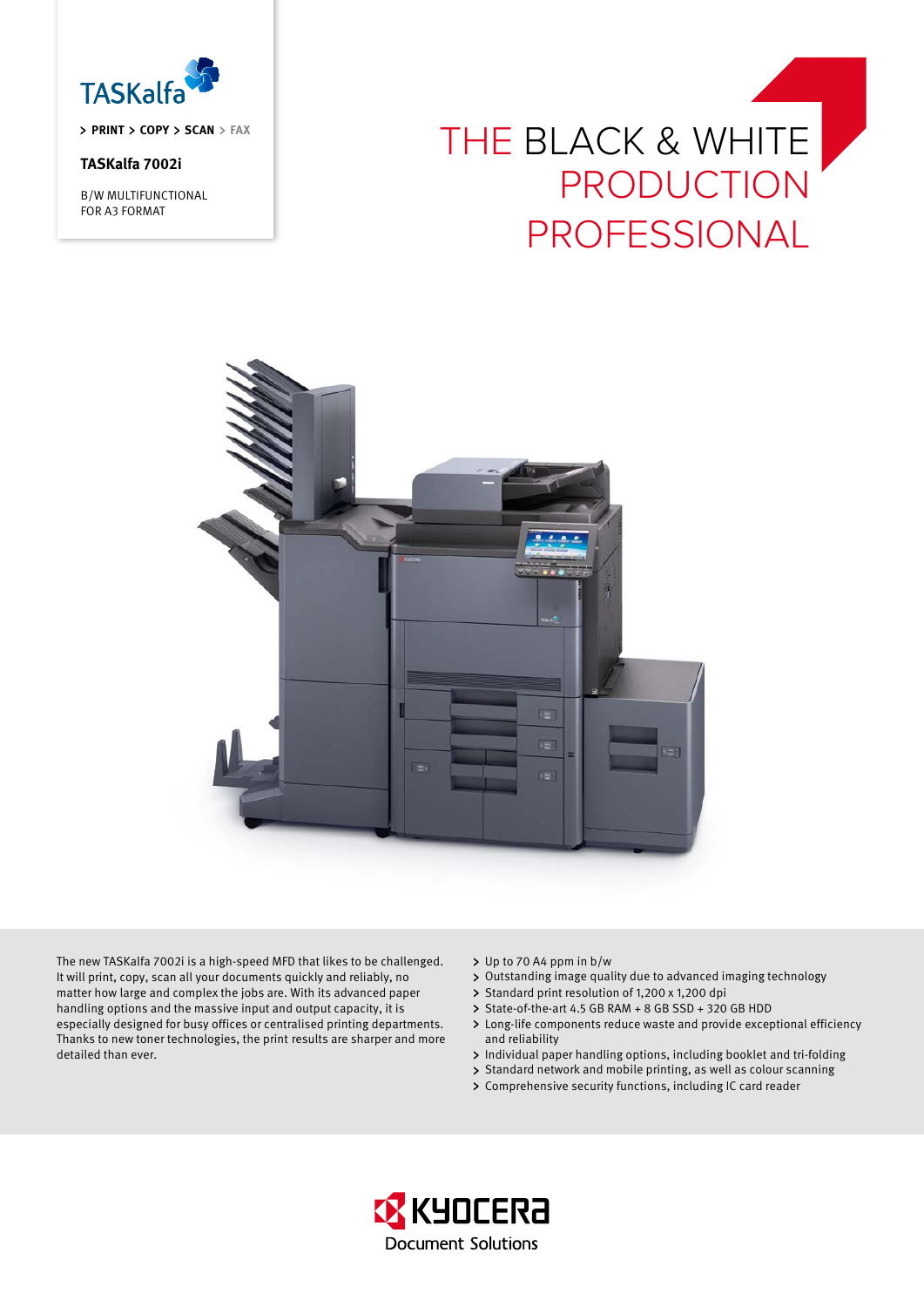TASKalfa

> PRINT > COPY > SCAN > FAX

**TASKalfa 7002i**

B/W MULTIFUNCTIONAL
FOR A3 FORMAT

# THE BLACK & WHITE PRODUCTION PROFESSIONAL

The new TASKalfa 7002i is a high-speed MFD that likes to be challenged. It will print, copy, scan all your documents quickly and reliably, no matter how large and complex the jobs are. With its advanced paper handling options and the massive input and output capacity, it is especially designed for busy offices or centralised printing departments. Thanks to new toner technologies, the print results are sharper and more detailed than ever.

- Up to 70 A4 ppm in b/w
- Outstanding image quality due to advanced imaging technology
- Standard print resolution of 1,200 x 1,200 dpi
- State-of-the-art 4.5 GB RAM + 8 GB SSD + 320 GB HDD
- Long-life components reduce waste and provide exceptional efficiency and reliability
- Individual paper handling options, including booklet and tri-folding
- Standard network and mobile printing, as well as colour scanning
- Comprehensive security functions, including IC card reader

KYOCERA Document Solutions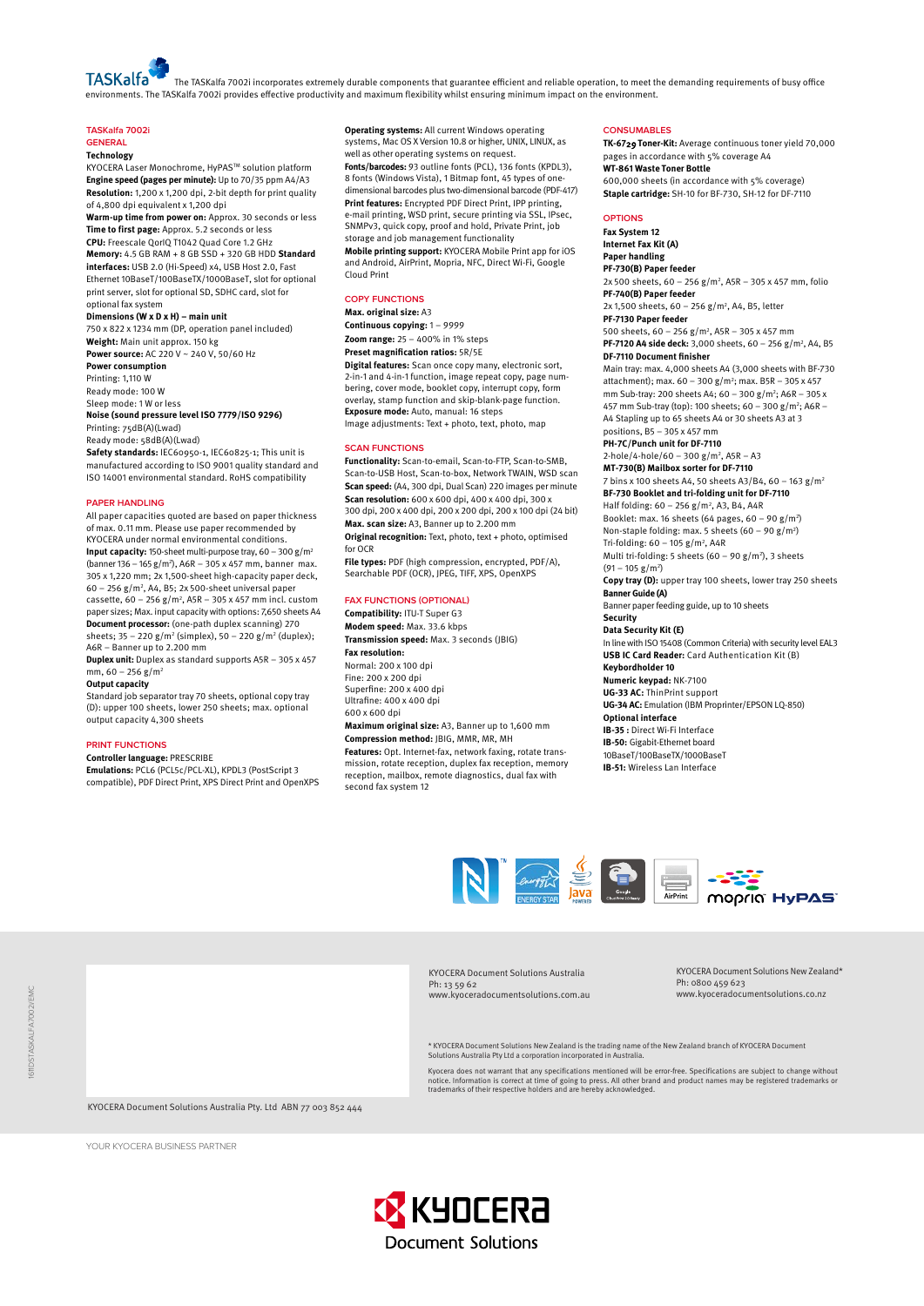TASKalfa The TASKalfa 7002i incorporates extremely durable components that guarantee efficient and reliable operation, to meet the demanding requirements of busy office environments. The TASKalfa 7002i provides effective productivity and maximum flexibility whilst ensuring minimum impact on the environment.

## TASKalfa 7002i

### GENERAL

**Technology**
KYOCERA Laser Monochrome, HyPAS™ solution platform
**Engine speed (pages per minute):** Up to 70/35 ppm A4/A3
**Resolution:** 1,200 x 1,200 dpi, 2-bit depth for print quality of 4,800 dpi equivalent x 1,200 dpi
**Warm-up time from power on:** Approx. 30 seconds or less
**Time to first page:** Approx. 5.2 seconds or less
**CPU:** Freescale QorIQ T1042 Quad Core 1.2 GHz
**Memory:** 4.5 GB RAM + 8 GB SSD + 320 GB HDD **Standard interfaces:** USB 2.0 (Hi-Speed) x4, USB Host 2.0, Fast Ethernet 10BaseT/100BaseTX/1000BaseT, slot for optional print server, slot for optional SD, SDHC card, slot for optional fax system
**Dimensions (W x D x H) – main unit**
750 x 822 x 1234 mm (DP, operation panel included)
**Weight:** Main unit approx. 150 kg
**Power source:** AC 220 V ~ 240 V, 50/60 Hz
**Power consumption**
Printing: 1,110 W
Ready mode: 100 W
Sleep mode: 1 W or less
**Noise (sound pressure level ISO 7779/ISO 9296)**
Printing: 75dB(A)(Lwad)
Ready mode: 58dB(A)(Lwad)
**Safety standards:** IEC60950-1, IEC60825-1; This unit is manufactured according to ISO 9001 quality standard and ISO 14001 environmental standard. RoHS compatibility

### PAPER HANDLING

All paper capacities quoted are based on paper thickness of max. 0.11 mm. Please use paper recommended by KYOCERA under normal environmental conditions.
**Input capacity:** 150-sheet multi-purpose tray, 60 – 300 g/m² (banner 136 – 165 g/m²), A6R – 305 x 457 mm, banner max. 305 x 1,220 mm; 2x 1,500-sheet high-capacity paper deck, 60 – 256 g/m², A4, B5; 2x 500-sheet universal paper cassette, 60 – 256 g/m², A5R – 305 x 457 mm incl. custom paper sizes; Max. input capacity with options: 7,650 sheets A4
**Document processor:** (one-path duplex scanning) 270 sheets; 35 – 220 g/m² (simplex), 50 – 220 g/m² (duplex); A6R – Banner up to 2.200 mm
**Duplex unit:** Duplex as standard supports A5R – 305 x 457 mm, 60 – 256 g/m²
**Output capacity**
Standard job separator tray 70 sheets, optional copy tray (D): upper 100 sheets, lower 250 sheets; max. optional output capacity 4,300 sheets

### PRINT FUNCTIONS

**Controller language:** PRESCRIBE
**Emulations:** PCL6 (PCL5c/PCL-XL), KPDL3 (PostScript 3 compatible), PDF Direct Print, XPS Direct Print and OpenXPS
**Operating systems:** All current Windows operating systems, Mac OS X Version 10.8 or higher, UNIX, LINUX, as well as other operating systems on request.
**Fonts/barcodes:** 93 outline fonts (PCL), 136 fonts (KPDL3), 8 fonts (Windows Vista), 1 Bitmap font, 45 types of one-dimensional barcodes plus two-dimensional barcode (PDF-417)
**Print features:** Encrypted PDF Direct Print, IPP printing, e-mail printing, WSD print, secure printing via SSL, IPsec, SNMPv3, quick copy, proof and hold, Private Print, job storage and job management functionality
**Mobile printing support:** KYOCERA Mobile Print app for iOS and Android, AirPrint, Mopria, NFC, Direct Wi-Fi, Google Cloud Print

### COPY FUNCTIONS

**Max. original size:** A3
**Continuous copying:** 1 – 9999
**Zoom range:** 25 – 400% in 1% steps
**Preset magnification ratios:** 5R/5E
**Digital features:** Scan once copy many, electronic sort, 2-in-1 and 4-in-1 function, image repeat copy, page numbering, cover mode, booklet copy, interrupt copy, form overlay, stamp function and skip-blank-page function.
**Exposure mode:** Auto, manual: 16 steps
Image adjustments: Text + photo, text, photo, map

### SCAN FUNCTIONS

**Functionality:** Scan-to-email, Scan-to-FTP, Scan-to-SMB, Scan-to-USB Host, Scan-to-box, Network TWAIN, WSD scan
**Scan speed:** (A4, 300 dpi, Dual Scan) 220 images per minute
**Scan resolution:** 600 x 600 dpi, 400 x 400 dpi, 300 x 300 dpi, 200 x 400 dpi, 200 x 200 dpi, 200 x 100 dpi (24 bit)
**Max. scan size:** A3, Banner up to 2.200 mm
**Original recognition:** Text, photo, text + photo, optimised for OCR
**File types:** PDF (high compression, encrypted, PDF/A), Searchable PDF (OCR), JPEG, TIFF, XPS, OpenXPS

### FAX FUNCTIONS (OPTIONAL)

**Compatibility:** ITU-T Super G3
**Modem speed:** Max. 33.6 kbps
**Transmission speed:** Max. 3 seconds (JBIG)
**Fax resolution:**
Normal: 200 x 100 dpi
Fine: 200 x 200 dpi
Superfine: 200 x 400 dpi
Ultrafine: 400 x 400 dpi
600 x 600 dpi
**Maximum original size:** A3, Banner up to 1,600 mm
**Compression method:** JBIG, MMR, MR, MH
**Features:** Opt. Internet-fax, network faxing, rotate transmission, rotate reception, duplex fax reception, memory reception, mailbox, remote diagnostics, dual fax with second fax system 12

### CONSUMABLES

**TK-6729 Toner-Kit:** Average continuous toner yield 70,000 pages in accordance with 5% coverage A4
**WT-861 Waste Toner Bottle**
600,000 sheets (in accordance with 5% coverage)
**Staple cartridge:** SH-10 for BF-730, SH-12 for DF-7110

### OPTIONS

**Fax System 12**
**Internet Fax Kit (A)**
**Paper handling**
**PF-730(B) Paper feeder**
2x 500 sheets, 60 – 256 g/m², A5R – 305 x 457 mm, folio
**PF-740(B) Paper feeder**
2x 1,500 sheets, 60 – 256 g/m², A4, B5, letter
**PF-7130 Paper feeder**
500 sheets, 60 – 256 g/m², A5R – 305 x 457 mm
**PF-7120 A4 side deck:** 3,000 sheets, 60 – 256 g/m², A4, B5
**DF-7110 Document finisher**
Main tray: max. 4,000 sheets A4 (3,000 sheets with BF-730 attachment); max. 60 – 300 g/m²; max. B5R – 305 x 457 mm Sub-tray: 200 sheets A4; 60 – 300 g/m²; A6R – 305 x 457 mm Sub-tray (top): 100 sheets; 60 – 300 g/m²; A6R – A4 Stapling up to 65 sheets A4 or 30 sheets A3 at 3 positions, B5 – 305 x 457 mm
**PH-7C/Punch unit for DF-7110**
2-hole/4-hole/60 – 300 g/m², A5R – A3
**MT-730(B) Mailbox sorter for DF-7110**
7 bins x 100 sheets A4, 50 sheets A3/B4, 60 – 163 g/m²
**BF-730 Booklet and tri-folding unit for DF-7110**
Half folding: 60 – 256 g/m², A3, B4, A4R
Booklet: max. 16 sheets (64 pages, 60 – 90 g/m²)
Non-staple folding: max. 5 sheets (60 – 90 g/m²)
Tri-folding: 60 – 105 g/m², A4R
Multi tri-folding: 5 sheets (60 – 90 g/m²), 3 sheets (91 – 105 g/m²)
**Copy tray (D):** upper tray 100 sheets, lower tray 250 sheets
**Banner Guide (A)**
Banner paper feeding guide, up to 10 sheets
**Security**
**Data Security Kit (E)**
In line with ISO 15408 (Common Criteria) with security level EAL3
**USB IC Card Reader:** Card Authentication Kit (B)
**Keybordholder 10**
**Numeric keypad:** NK-7100
**UG-33 AC:** ThinPrint support
**UG-34 AC:** Emulation (IBM Proprinter/EPSON LQ-850)
**Optional interface**
**IB-35 :** Direct Wi-Fi Interface
**IB-50:** Gigabit-Ethernet board
10BaseT/100BaseTX/1000BaseT
**IB-51:** Wireless Lan Interface

KYOCERA Document Solutions Australia
Ph: 13 59 62
www.kyoceradocumentsolutions.com.au

KYOCERA Document Solutions New Zealand*
Ph: 0800 459 623
www.kyoceradocumentsolutions.co.nz

\* KYOCERA Document Solutions New Zealand is the trading name of the New Zealand branch of KYOCERA Document Solutions Australia Pty Ltd a corporation incorporated in Australia.

Kyocera does not warrant that any specifications mentioned will be error-free. Specifications are subject to change without notice. Information is correct at time of going to press. All other brand and product names may be registered trademarks or trademarks of their respective holders and are hereby acknowledged.

KYOCERA Document Solutions Australia Pty. Ltd ABN 77 003 852 444

161DSTASKALFA7002i/EMC

YOUR KYOCERA BUSINESS PARTNER

KYOCERA Document Solutions